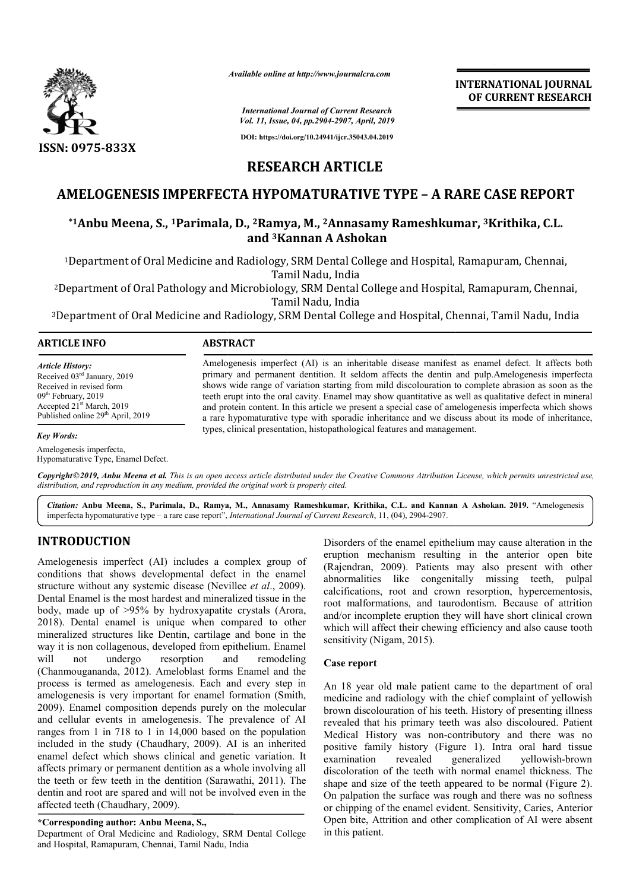*Available online at http://www.journalcra.com*

*International Journal of Current Research*
*Vol. 11, Issue, 04, pp.2904-2907, April, 2019*

**DOI: https://doi.org/10.24941/ijcr.35043.04.2019**

**ISSN: 0975-833X**

**INTERNATIONAL JOURNAL OF CURRENT RESEARCH**

# RESEARCH ARTICLE

# AMELOGENESIS IMPERFECTA HYPOMATURATIVE TYPE – A RARE CASE REPORT

**\*[1]Anbu Meena, S., [1]Parimala, D., [2]Ramya, M., [2]Annasamy Rameshkumar, [3]Krithika, C.L. and [3]Kannan A Ashokan**

[1]Department of Oral Medicine and Radiology, SRM Dental College and Hospital, Ramapuram, Chennai, Tamil Nadu, India

[2]Department of Oral Pathology and Microbiology, SRM Dental College and Hospital, Ramapuram, Chennai, Tamil Nadu, India

[3]Department of Oral Medicine and Radiology, SRM Dental College and Hospital, Chennai, Tamil Nadu, India

## ARTICLE INFO

*Article History:*
Received 03rd January, 2019
Received in revised form 09th February, 2019
Accepted 21st March, 2019
Published online 29th April, 2019

*Key Words:*
Amelogenesis imperfecta, Hypomaturative Type, Enamel Defect.

## ABSTRACT

Amelogenesis imperfect (AI) is an inheritable disease manifest as enamel defect. It affects both primary and permanent dentition. It seldom affects the dentin and pulp.Amelogenesis imperfecta shows wide range of variation starting from mild discolouration to complete abrasion as soon as the teeth erupt into the oral cavity. Enamel may show quantitative as well as qualitative defect in mineral and protein content. In this article we present a special case of amelogenesis imperfecta which shows a rare hypomaturative type with sporadic inheritance and we discuss about its mode of inheritance, types, clinical presentation, histopathological features and management.

***Copyright©2019, Anbu Meena et al.*** *This is an open access article distributed under the Creative Commons Attribution License, which permits unrestricted use, distribution, and reproduction in any medium, provided the original work is properly cited.*

***Citation:*** **Anbu Meena, S., Parimala, D., Ramya, M., Annasamy Rameshkumar, Krithika, C.L. and Kannan A Ashokan. 2019.** "Amelogenesis imperfecta hypomaturative type – a rare case report", *International Journal of Current Research*, 11, (04), 2904-2907.

## INTRODUCTION

Amelogenesis imperfect (AI) includes a complex group of conditions that shows developmental defect in the enamel structure without any systemic disease (Nevillee *et al*., 2009). Dental Enamel is the most hardest and mineralized tissue in the body, made up of >95% by hydroxyapatite crystals (Arora, 2018). Dental enamel is unique when compared to other mineralized structures like Dentin, cartilage and bone in the way it is non collagenous, developed from epithelium. Enamel will not undergo resorption and remodeling (Chanmougananda, 2012). Ameloblast forms Enamel and the process is termed as amelogenesis. Each and every step in amelogenesis is very important for enamel formation (Smith, 2009). Enamel composition depends purely on the molecular and cellular events in amelogenesis. The prevalence of AI ranges from 1 in 718 to 1 in 14,000 based on the population included in the study (Chaudhary, 2009). AI is an inherited enamel defect which shows clinical and genetic variation. It affects primary or permanent dentition as a whole involving all the teeth or few teeth in the dentition (Sarawathi, 2011). The dentin and root are spared and will not be involved even in the affected teeth (Chaudhary, 2009).

Disorders of the enamel epithelium may cause alteration in the eruption mechanism resulting in the anterior open bite (Rajendran, 2009). Patients may also present with other abnormalities like congenitally missing teeth, pulpal calcifications, root and crown resorption, hypercementosis, root malformations, and taurodontism. Because of attrition and/or incomplete eruption they will have short clinical crown which will affect their chewing efficiency and also cause tooth sensitivity (Nigam, 2015).

### Case report

An 18 year old male patient came to the department of oral medicine and radiology with the chief complaint of yellowish brown discolouration of his teeth. History of presenting illness revealed that his primary teeth was also discoloured. Patient Medical History was non-contributory and there was no positive family history (Figure 1). Intra oral hard tissue examination revealed generalized yellowish-brown discoloration of the teeth with normal enamel thickness. The shape and size of the teeth appeared to be normal (Figure 2). On palpation the surface was rough and there was no softness or chipping of the enamel evident. Sensitivity, Caries, Anterior Open bite, Attrition and other complication of AI were absent in this patient.

**\*Corresponding author: Anbu Meena, S.,**
Department of Oral Medicine and Radiology, SRM Dental College and Hospital, Ramapuram, Chennai, Tamil Nadu, India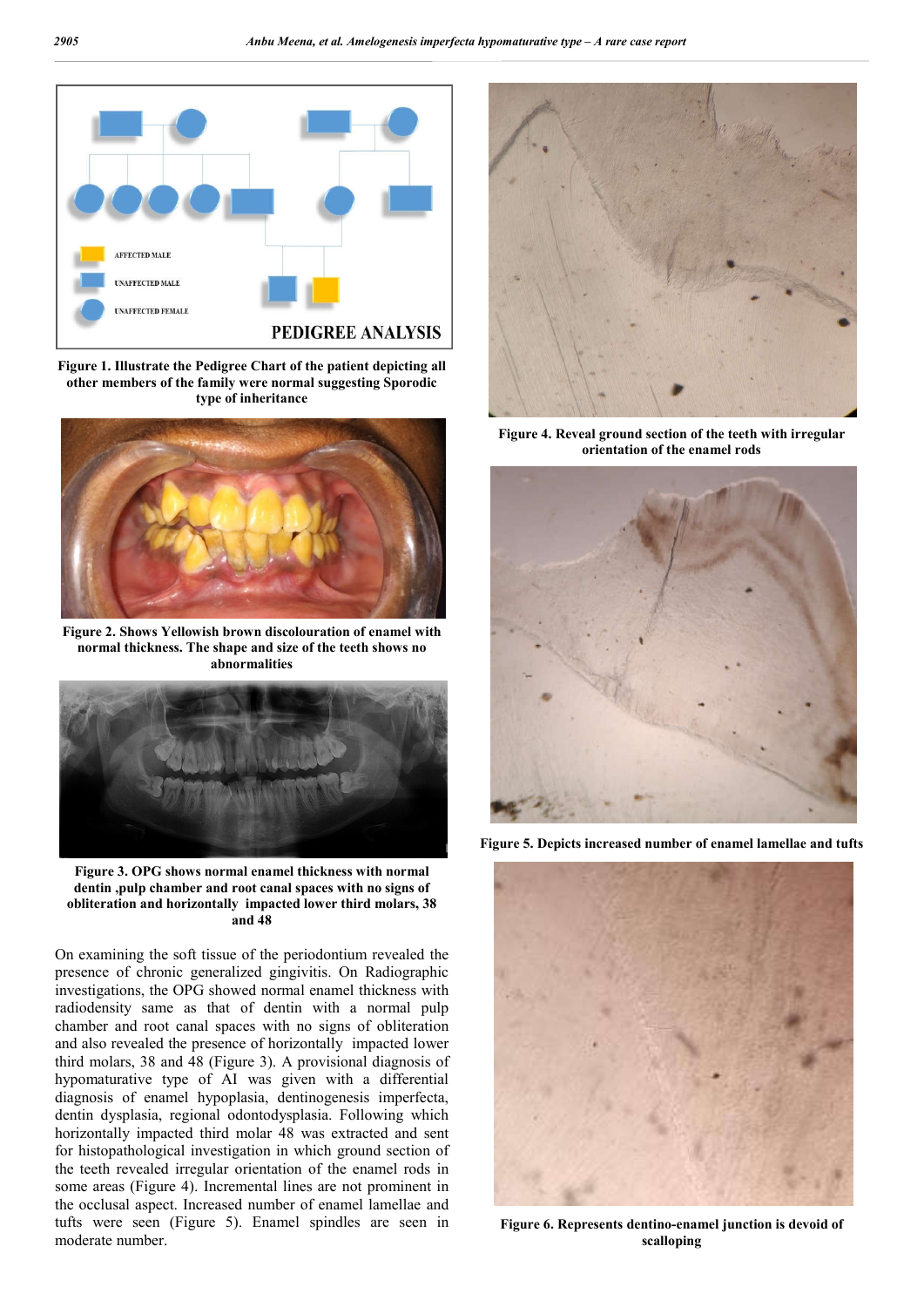Figure 1. Illustrate the Pedigree Chart of the patient depicting all other members of the family were normal suggesting Sporodic type of inheritance

Figure 2. Shows Yellowish brown discolouration of enamel with normal thickness. The shape and size of the teeth shows no abnormalities

Figure 3. OPG shows normal enamel thickness with normal dentin ,pulp chamber and root canal spaces with no signs of obliteration and horizontally impacted lower third molars, 38 and 48

On examining the soft tissue of the periodontium revealed the presence of chronic generalized gingivitis. On Radiographic investigations, the OPG showed normal enamel thickness with radiodensity same as that of dentin with a normal pulp chamber and root canal spaces with no signs of obliteration and also revealed the presence of horizontally impacted lower third molars, 38 and 48 (Figure 3). A provisional diagnosis of hypomaturative type of AI was given with a differential diagnosis of enamel hypoplasia, dentinogenesis imperfecta, dentin dysplasia, regional odontodysplasia. Following which horizontally impacted third molar 48 was extracted and sent for histopathological investigation in which ground section of the teeth revealed irregular orientation of the enamel rods in some areas (Figure 4). Incremental lines are not prominent in the occlusal aspect. Increased number of enamel lamellae and tufts were seen (Figure 5). Enamel spindles are seen in moderate number.

Figure 4. Reveal ground section of the teeth with irregular orientation of the enamel rods

Figure 5. Depicts increased number of enamel lamellae and tufts

Figure 6. Represents dentino-enamel junction is devoid of scalloping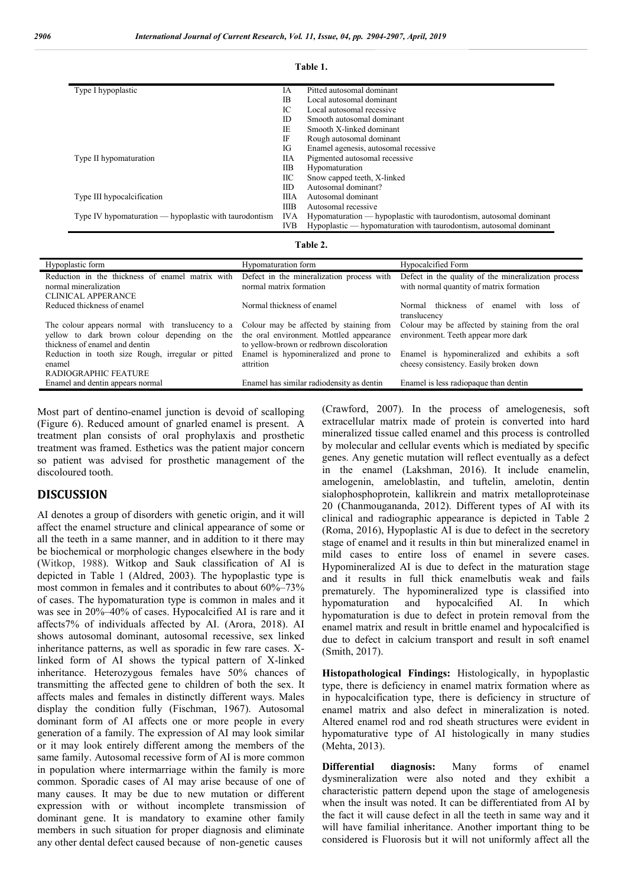**Table 1.**

| | | |
|---|---|---|
| Type I hypoplastic | IA | Pitted autosomal dominant |
| | IB | Local autosomal dominant |
| | IC | Local autosomal recessive |
| | ID | Smooth autosomal dominant |
| | IE | Smooth X-linked dominant |
| | IF | Rough autosomal dominant |
| | IG | Enamel agenesis, autosomal recessive |
| Type II hypomaturation | IIA | Pigmented autosomal recessive |
| | IIB | Hypomaturation |
| | IIC | Snow capped teeth, X-linked |
| | IID | Autosomal dominant? |
| Type III hypocalcification | IIIA | Autosomal dominant |
| | IIIB | Autosomal recessive |
| Type IV hypomaturation — hypoplastic with taurodontism | IVA | Hypomaturation — hypoplastic with taurodontism, autosomal dominant |
| | IVB | Hypoplastic — hypomaturation with taurodontism, autosomal dominant |

**Table 2.**

| Hypoplastic form | Hypomaturation form | Hypocalcified Form |
|---|---|---|
| Reduction in the thickness of enamel matrix with normal mineralization | Defect in the mineralization process with normal matrix formation | Defect in the quality of the mineralization process with normal quantity of matrix formation |
| CLINICAL APPERANCE | | |
| Reduced thickness of enamel | Normal thickness of enamel | Normal thickness of enamel with loss of translucency |
| The colour appears normal with translucency to a yellow to dark brown colour depending on the thickness of enamel and dentin | Colour may be affected by staining from the oral environment. Mottled appearance to yellow-brown or redbrown discoloration | Colour may be affected by staining from the oral environment. Teeth appear more dark |
| Reduction in tooth size Rough, irregular or pitted enamel | Enamel is hypomineralized and prone to attrition | Enamel is hypomineralized and exhibits a soft cheesy consistency. Easily broken down |
| RADIOGRAPHIC FEATURE | | |
| Enamel and dentin appears normal | Enamel has similar radiodensity as dentin | Enamel is less radiopaque than dentin |

Most part of dentino-enamel junction is devoid of scalloping (Figure 6). Reduced amount of gnarled enamel is present. A treatment plan consists of oral prophylaxis and prosthetic treatment was framed. Esthetics was the patient major concern so patient was advised for prosthetic management of the discoloured tooth.

## DISCUSSION

AI denotes a group of disorders with genetic origin, and it will affect the enamel structure and clinical appearance of some or all the teeth in a same manner, and in addition to it there may be biochemical or morphologic changes elsewhere in the body (Witkop, 1988). Witkop and Sauk classification of AI is depicted in Table 1 (Aldred, 2003). The hypoplastic type is most common in females and it contributes to about 60%–73% of cases. The hypomaturation type is common in males and it was see in 20%–40% of cases. Hypocalcified AI is rare and it affects7% of individuals affected by AI. (Arora, 2018). AI shows autosomal dominant, autosomal recessive, sex linked inheritance patterns, as well as sporadic in few rare cases. X-linked form of AI shows the typical pattern of X-linked inheritance. Heterozygous females have 50% chances of transmitting the affected gene to children of both the sex. It affects males and females in distinctly different ways. Males display the condition fully (Fischman, 1967). Autosomal dominant form of AI affects one or more people in every generation of a family. The expression of AI may look similar or it may look entirely different among the members of the same family. Autosomal recessive form of AI is more common in population where intermarriage within the family is more common. Sporadic cases of AI may arise because of one of many causes. It may be due to new mutation or different expression with or without incomplete transmission of dominant gene. It is mandatory to examine other family members in such situation for proper diagnosis and eliminate any other dental defect caused because of non-genetic causes (Crawford, 2007). In the process of amelogenesis, soft extracellular matrix made of protein is converted into hard mineralized tissue called enamel and this process is controlled by molecular and cellular events which is mediated by specific genes. Any genetic mutation will reflect eventually as a defect in the enamel (Lakshman, 2016). It include enamelin, amelogenin, ameloblastin, and tuftelin, amelotin, dentin sialophosphoprotein, kallikrein and matrix metalloproteinase 20 (Chanmougananda, 2012). Different types of AI with its clinical and radiographic appearance is depicted in Table 2 (Roma, 2016), Hypoplastic AI is due to defect in the secretory stage of enamel and it results in thin but mineralized enamel in mild cases to entire loss of enamel in severe cases. Hypomineralized AI is due to defect in the maturation stage and it results in full thick enamelbutis weak and fails prematurely. The hypomineralized type is classified into hypomaturation and hypocalcified AI. In which hypomaturation is due to defect in protein removal from the enamel matrix and result in brittle enamel and hypocalcified is due to defect in calcium transport and result in soft enamel (Smith, 2017).

**Histopathological Findings:** Histologically, in hypoplastic type, there is deficiency in enamel matrix formation where as in hypocalcification type, there is deficiency in structure of enamel matrix and also defect in mineralization is noted. Altered enamel rod and rod sheath structures were evident in hypomaturative type of AI histologically in many studies (Mehta, 2013).

**Differential diagnosis:** Many forms of enamel dysmineralization were also noted and they exhibit a characteristic pattern depend upon the stage of amelogenesis when the insult was noted. It can be differentiated from AI by the fact it will cause defect in all the teeth in same way and it will have familial inheritance. Another important thing to be considered is Fluorosis but it will not uniformly affect all the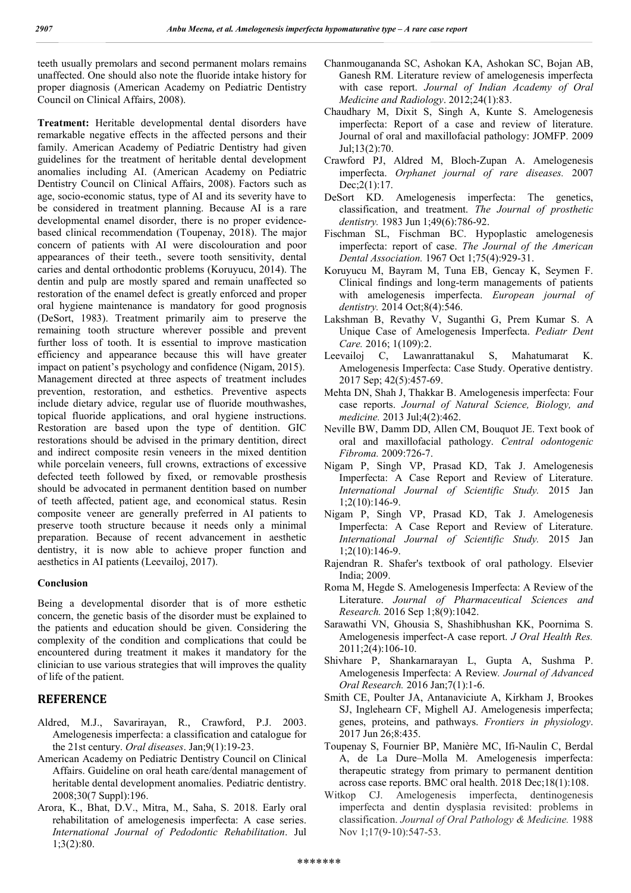teeth usually premolars and second permanent molars remains unaffected. One should also note the fluoride intake history for proper diagnosis (American Academy on Pediatric Dentistry Council on Clinical Affairs, 2008).

**Treatment:** Heritable developmental dental disorders have remarkable negative effects in the affected persons and their family. American Academy of Pediatric Dentistry had given guidelines for the treatment of heritable dental development anomalies including AI. (American Academy on Pediatric Dentistry Council on Clinical Affairs, 2008). Factors such as age, socio-economic status, type of AI and its severity have to be considered in treatment planning. Because AI is a rare developmental enamel disorder, there is no proper evidence-based clinical recommendation (Toupenay, 2018). The major concern of patients with AI were discolouration and poor appearances of their teeth., severe tooth sensitivity, dental caries and dental orthodontic problems (Koruyucu, 2014). The dentin and pulp are mostly spared and remain unaffected so restoration of the enamel defect is greatly enforced and proper oral hygiene maintenance is mandatory for good prognosis (DeSort, 1983). Treatment primarily aim to preserve the remaining tooth structure wherever possible and prevent further loss of tooth. It is essential to improve mastication efficiency and appearance because this will have greater impact on patient's psychology and confidence (Nigam, 2015). Management directed at three aspects of treatment includes prevention, restoration, and esthetics. Preventive aspects include dietary advice, regular use of fluoride mouthwashes, topical fluoride applications, and oral hygiene instructions. Restoration are based upon the type of dentition. GIC restorations should be advised in the primary dentition, direct and indirect composite resin veneers in the mixed dentition while porcelain veneers, full crowns, extractions of excessive defected teeth followed by fixed, or removable prosthesis should be advocated in permanent dentition based on number of teeth affected, patient age, and economical status. Resin composite veneer are generally preferred in AI patients to preserve tooth structure because it needs only a minimal preparation. Because of recent advancement in aesthetic dentistry, it is now able to achieve proper function and aesthetics in AI patients (Leevailoj, 2017).

### Conclusion

Being a developmental disorder that is of more esthetic concern, the genetic basis of the disorder must be explained to the patients and education should be given. Considering the complexity of the condition and complications that could be encountered during treatment it makes it mandatory for the clinician to use various strategies that will improves the quality of life of the patient.

## REFERENCE

Aldred, M.J., Savarirayan, R., Crawford, P.J. 2003. Amelogenesis imperfecta: a classification and catalogue for the 21st century. *Oral diseases*. Jan;9(1):19-23.

American Academy on Pediatric Dentistry Council on Clinical Affairs. Guideline on oral heath care/dental management of heritable dental development anomalies. Pediatric dentistry. 2008;30(7 Suppl):196.

Arora, K., Bhat, D.V., Mitra, M., Saha, S. 2018. Early oral rehabilitation of amelogenesis imperfecta: A case series. *International Journal of Pedodontic Rehabilitation*. Jul 1;3(2):80.

Chanmougananda SC, Ashokan KA, Ashokan SC, Bojan AB, Ganesh RM. Literature review of amelogenesis imperfecta with case report. *Journal of Indian Academy of Oral Medicine and Radiology*. 2012;24(1):83.

Chaudhary M, Dixit S, Singh A, Kunte S. Amelogenesis imperfecta: Report of a case and review of literature. Journal of oral and maxillofacial pathology: JOMFP. 2009 Jul;13(2):70.

Crawford PJ, Aldred M, Bloch-Zupan A. Amelogenesis imperfecta. *Orphanet journal of rare diseases.* 2007 Dec;2(1):17.

DeSort KD. Amelogenesis imperfecta: The genetics, classification, and treatment. *The Journal of prosthetic dentistry.* 1983 Jun 1;49(6):786-92.

Fischman SL, Fischman BC. Hypoplastic amelogenesis imperfecta: report of case. *The Journal of the American Dental Association.* 1967 Oct 1;75(4):929-31.

Koruyucu M, Bayram M, Tuna EB, Gencay K, Seymen F. Clinical findings and long-term managements of patients with amelogenesis imperfecta. *European journal of dentistry.* 2014 Oct;8(4):546.

Lakshman B, Revathy V, Suganthi G, Prem Kumar S. A Unique Case of Amelogenesis Imperfecta. *Pediatr Dent Care.* 2016; 1(109):2.

Leevailoj C, Lawanrattanakul S, Mahatumarat K. Amelogenesis Imperfecta: Case Study. Operative dentistry. 2017 Sep; 42(5):457-69.

Mehta DN, Shah J, Thakkar B. Amelogenesis imperfecta: Four case reports. *Journal of Natural Science, Biology, and medicine.* 2013 Jul;4(2):462.

Neville BW, Damm DD, Allen CM, Bouquot JE. Text book of oral and maxillofacial pathology. *Central odontogenic Fibroma.* 2009:726-7.

Nigam P, Singh VP, Prasad KD, Tak J. Amelogenesis Imperfecta: A Case Report and Review of Literature. *International Journal of Scientific Study.* 2015 Jan 1;2(10):146-9.

Nigam P, Singh VP, Prasad KD, Tak J. Amelogenesis Imperfecta: A Case Report and Review of Literature. *International Journal of Scientific Study.* 2015 Jan 1;2(10):146-9.

Rajendran R. Shafer's textbook of oral pathology. Elsevier India; 2009.

Roma M, Hegde S. Amelogenesis Imperfecta: A Review of the Literature. *Journal of Pharmaceutical Sciences and Research.* 2016 Sep 1;8(9):1042.

Sarawathi VN, Ghousia S, Shashibhushan KK, Poornima S. Amelogenesis imperfect-A case report. *J Oral Health Res.* 2011;2(4):106-10.

Shivhare P, Shankarnarayan L, Gupta A, Sushma P. Amelogenesis Imperfecta: A Review*. Journal of Advanced Oral Research.* 2016 Jan;7(1):1-6.

Smith CE, Poulter JA, Antanaviciute A, Kirkham J, Brookes SJ, Inglehearn CF, Mighell AJ. Amelogenesis imperfecta; genes, proteins, and pathways. *Frontiers in physiology*. 2017 Jun 26;8:435.

Toupenay S, Fournier BP, Manière MC, Ifi-Naulin C, Berdal A, de La Dure–Molla M. Amelogenesis imperfecta: therapeutic strategy from primary to permanent dentition across case reports. BMC oral health. 2018 Dec;18(1):108.

Witkop CJ. Amelogenesis imperfecta, dentinogenesis imperfecta and dentin dysplasia revisited: problems in classification. *Journal of Oral Pathology & Medicine.* 1988 Nov 1;17(9-10):547-53.

\*\*\*\*\*\*\*